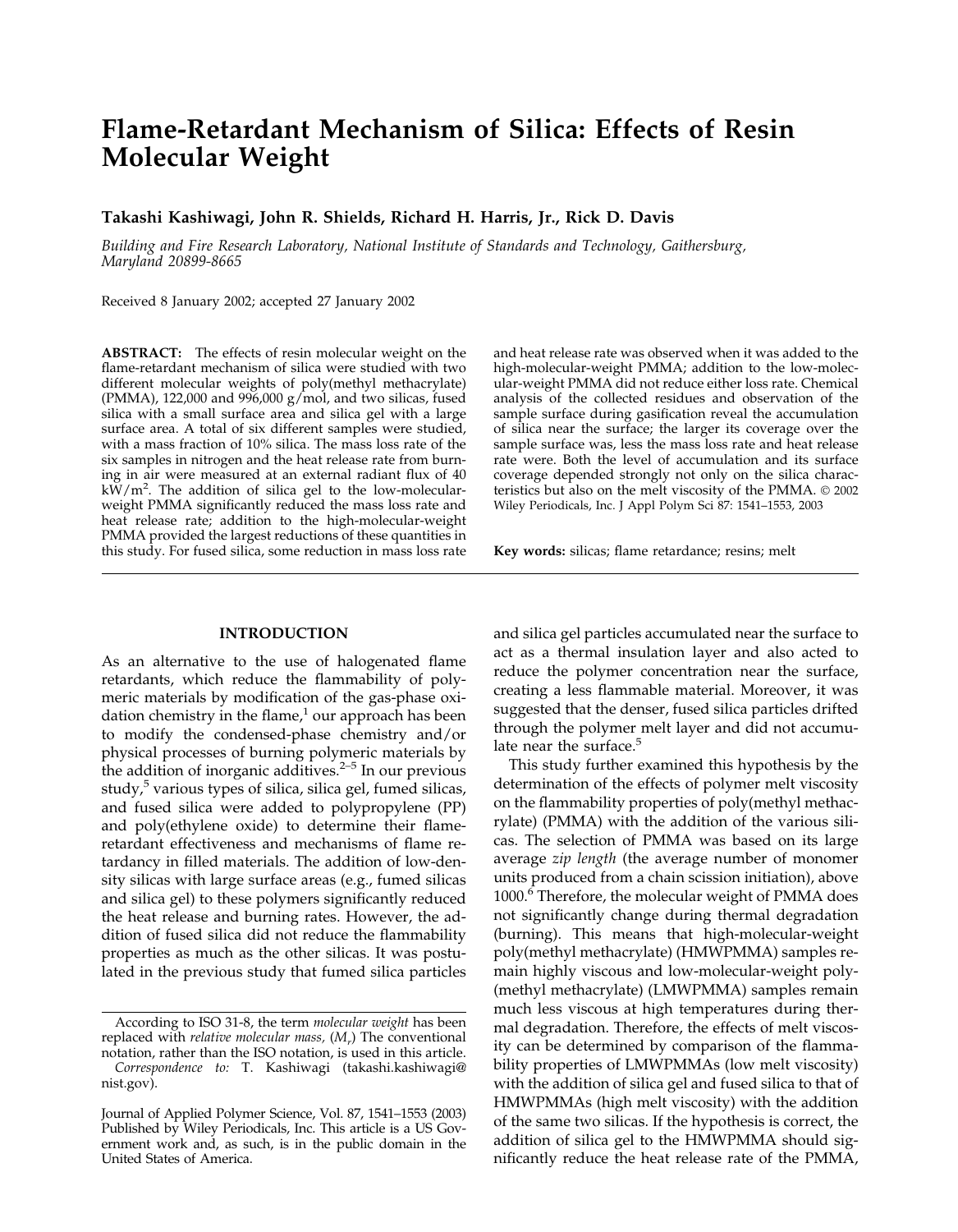# Flame-Retardant Mechanism of Silica: Effects of Resin Molecular Weight

**Takashi Kashiwagi, John R. Shields, Richard H. Harris, Jr., Rick D. Davis**

*Building and Fire Research Laboratory, National Institute of Standards and Technology, Gaithersburg, Maryland 20899-8665*

Received 8 January 2002; accepted 27 January 2002

**ABSTRACT:** The effects of resin molecular weight on the flame-retardant mechanism of silica were studied with two different molecular weights of poly(methyl methacrylate) (PMMA), 122,000 and 996,000 g/mol, and two silicas, fused silica with a small surface area and silica gel with a large surface area. A total of six different samples were studied, with a mass fraction of 10% silica. The mass loss rate of the six samples in nitrogen and the heat release rate from burning in air were measured at an external radiant flux of 40 $kW/m^2$. The addition of silica gel to the low-molecular-weight PMMA significantly reduced the mass loss rate and heat release rate; addition to the high-molecular-weight PMMA provided the largest reductions of these quantities in this study. For fused silica, some reduction in mass loss rate and heat release rate was observed when it was added to the high-molecular-weight PMMA; addition to the low-molecular-weight PMMA did not reduce either loss rate. Chemical analysis of the collected residues and observation of the sample surface during gasification reveal the accumulation of silica near the surface; the larger its coverage over the sample surface was, less the mass loss rate and heat release rate were. Both the level of accumulation and its surface coverage depended strongly not only on the silica characteristics but also on the melt viscosity of the PMMA. © 2002 Wiley Periodicals, Inc. J Appl Polym Sci 87: 1541–1553, 2003

**Key words:** silicas; flame retardance; resins; melt

## INTRODUCTION

As an alternative to the use of halogenated flame retardants, which reduce the flammability of polymeric materials by modification of the gas-phase oxidation chemistry in the flame,[1] our approach has been to modify the condensed-phase chemistry and/or physical processes of burning polymeric materials by the addition of inorganic additives.[2–5] In our previous study,[5] various types of silica, silica gel, fumed silicas, and fused silica were added to polypropylene (PP) and poly(ethylene oxide) to determine their flame-retardant effectiveness and mechanisms of flame retardancy in filled materials. The addition of low-density silicas with large surface areas (e.g., fumed silicas and silica gel) to these polymers significantly reduced the heat release and burning rates. However, the addition of fused silica did not reduce the flammability properties as much as the other silicas. It was postulated in the previous study that fumed silica particles and silica gel particles accumulated near the surface to act as a thermal insulation layer and also acted to reduce the polymer concentration near the surface, creating a less flammable material. Moreover, it was suggested that the denser, fused silica particles drifted through the polymer melt layer and did not accumulate near the surface.[5]

This study further examined this hypothesis by the determination of the effects of polymer melt viscosity on the flammability properties of poly(methyl methacrylate) (PMMA) with the addition of the various silicas. The selection of PMMA was based on its large average *zip length* (the average number of monomer units produced from a chain scission initiation), above 1000.[6] Therefore, the molecular weight of PMMA does not significantly change during thermal degradation (burning). This means that high-molecular-weight poly(methyl methacrylate) (HMWPMMA) samples remain highly viscous and low-molecular-weight poly(methyl methacrylate) (LMWPMMA) samples remain much less viscous at high temperatures during thermal degradation. Therefore, the effects of melt viscosity can be determined by comparison of the flammability properties of LMWPMMAs (low melt viscosity) with the addition of silica gel and fused silica to that of HMWPMMAs (high melt viscosity) with the addition of the same two silicas. If the hypothesis is correct, the addition of silica gel to the HMWPMMA should significantly reduce the heat release rate of the PMMA,

---

According to ISO 31-8, the term *molecular weight* has been replaced with *relative molecular mass*, ($M_r$) The conventional notation, rather than the ISO notation, is used in this article.

*Correspondence to:* T. Kashiwagi (takashi.kashiwagi@nist.gov).

Journal of Applied Polymer Science, Vol. 87, 1541–1553 (2003) Published by Wiley Periodicals, Inc. This article is a US Government work and, as such, is in the public domain in the United States of America.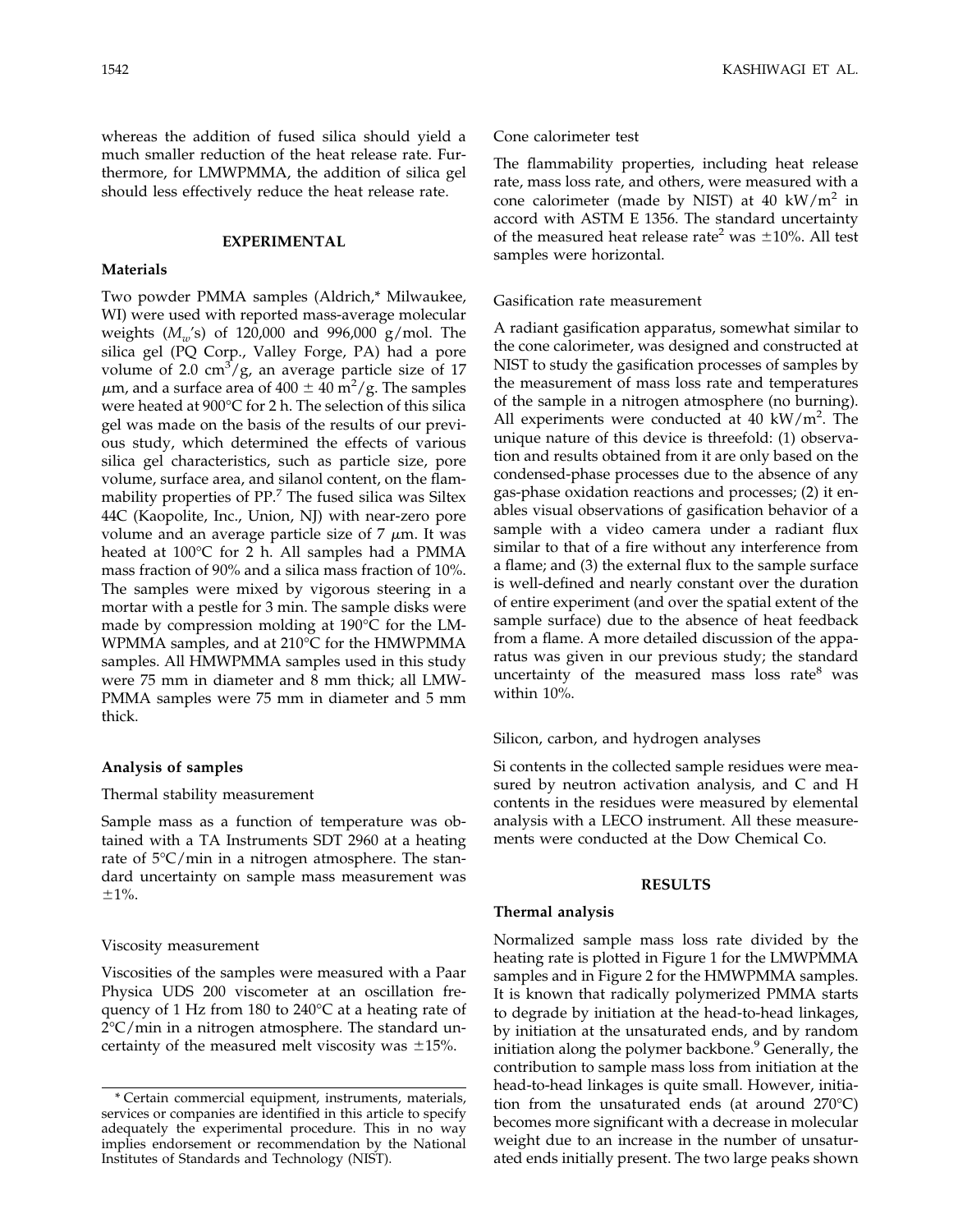whereas the addition of fused silica should yield a much smaller reduction of the heat release rate. Furthermore, for LMWPMMA, the addition of silica gel should less effectively reduce the heat release rate.

## EXPERIMENTAL

### Materials

Two powder PMMA samples (Aldrich,* Milwaukee, WI) were used with reported mass-average molecular weights ($M_w$'s) of 120,000 and 996,000 g/mol. The silica gel (PQ Corp., Valley Forge, PA) had a pore volume of 2.0 $cm^3$/g, an average particle size of 17 $\mu$m, and a surface area of 400 ± 40 $m^2$/g. The samples were heated at 900°C for 2 h. The selection of this silica gel was made on the basis of the results of our previous study, which determined the effects of various silica gel characteristics, such as particle size, pore volume, surface area, and silanol content, on the flammability properties of PP.[7] The fused silica was Siltex 44C (Kaopolite, Inc., Union, NJ) with near-zero pore volume and an average particle size of 7 $\mu$m. It was heated at 100°C for 2 h. All samples had a PMMA mass fraction of 90% and a silica mass fraction of 10%. The samples were mixed by vigorous steering in a mortar with a pestle for 3 min. The sample disks were made by compression molding at 190°C for the LMWPMMA samples, and at 210°C for the HMWPMMA samples. All HMWPMMA samples used in this study were 75 mm in diameter and 8 mm thick; all LMWPMMA samples were 75 mm in diameter and 5 mm thick.

### Analysis of samples

#### Thermal stability measurement

Sample mass as a function of temperature was obtained with a TA Instruments SDT 2960 at a heating rate of 5°C/min in a nitrogen atmosphere. The standard uncertainty on sample mass measurement was ±1%.

#### Viscosity measurement

Viscosities of the samples were measured with a Paar Physica UDS 200 viscometer at an oscillation frequency of 1 Hz from 180 to 240°C at a heating rate of 2°C/min in a nitrogen atmosphere. The standard uncertainty of the measured melt viscosity was ±15%.

#### Cone calorimeter test

The flammability properties, including heat release rate, mass loss rate, and others, were measured with a cone calorimeter (made by NIST) at 40 kW/$m^2$ in accord with ASTM E 1356. The standard uncertainty of the measured heat release rate[2] was ±10%. All test samples were horizontal.

#### Gasification rate measurement

A radiant gasification apparatus, somewhat similar to the cone calorimeter, was designed and constructed at NIST to study the gasification processes of samples by the measurement of mass loss rate and temperatures of the sample in a nitrogen atmosphere (no burning). All experiments were conducted at 40 kW/$m^2$. The unique nature of this device is threefold: (1) observation and results obtained from it are only based on the condensed-phase processes due to the absence of any gas-phase oxidation reactions and processes; (2) it enables visual observations of gasification behavior of a sample with a video camera under a radiant flux similar to that of a fire without any interference from a flame; and (3) the external flux to the sample surface is well-defined and nearly constant over the duration of entire experiment (and over the spatial extent of the sample surface) due to the absence of heat feedback from a flame. A more detailed discussion of the apparatus was given in our previous study; the standard uncertainty of the measured mass loss rate[8] was within 10%.

#### Silicon, carbon, and hydrogen analyses

Si contents in the collected sample residues were measured by neutron activation analysis, and C and H contents in the residues were measured by elemental analysis with a LECO instrument. All these measurements were conducted at the Dow Chemical Co.

## RESULTS

### Thermal analysis

Normalized sample mass loss rate divided by the heating rate is plotted in Figure 1 for the LMWPMMA samples and in Figure 2 for the HMWPMMA samples. It is known that radically polymerized PMMA starts to degrade by initiation at the head-to-head linkages, by initiation at the unsaturated ends, and by random initiation along the polymer backbone.[9] Generally, the contribution to sample mass loss from initiation at the head-to-head linkages is quite small. However, initiation from the unsaturated ends (at around 270°C) becomes more significant with a decrease in molecular weight due to an increase in the number of unsaturated ends initially present. The two large peaks shown

* Certain commercial equipment, instruments, materials, services or companies are identified in this article to specify adequately the experimental procedure. This in no way implies endorsement or recommendation by the National Institutes of Standards and Technology (NIST).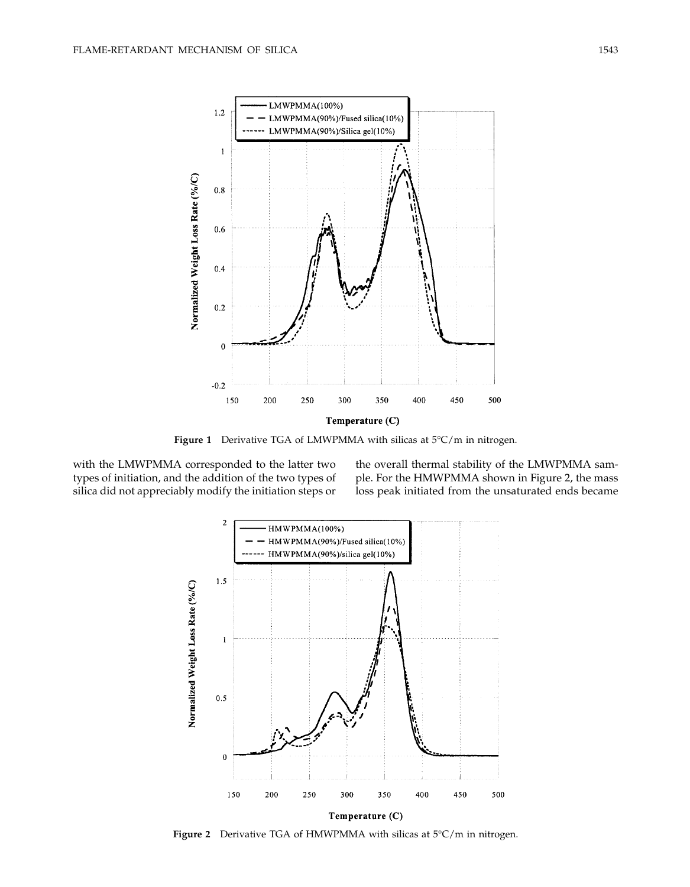Figure 1 Derivative TGA of LMWPMMA with silicas at 5°C/m in nitrogen.

with the LMWPMMA corresponded to the latter two types of initiation, and the addition of the two types of silica did not appreciably modify the initiation steps or the overall thermal stability of the LMWPMMA sample. For the HMWPMMA shown in Figure 2, the mass loss peak initiated from the unsaturated ends became

Figure 2 Derivative TGA of HMWPMMA with silicas at 5°C/m in nitrogen.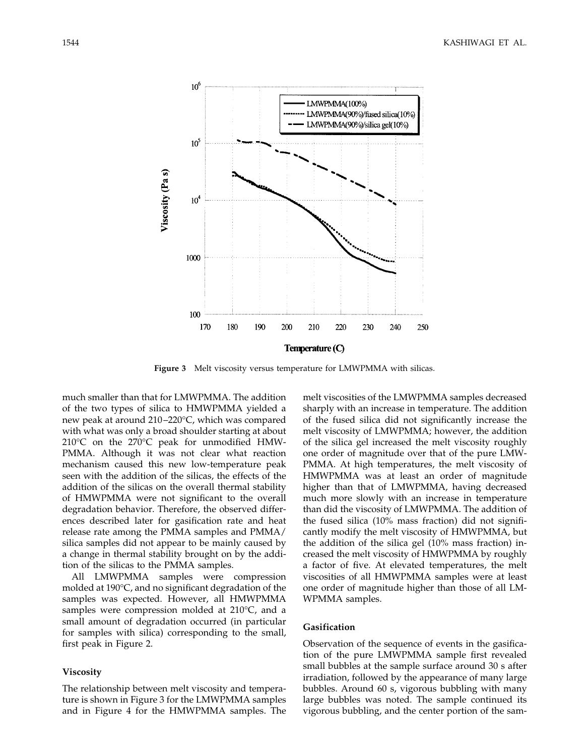Figure 3 Melt viscosity versus temperature for LMWPMMA with silicas.

much smaller than that for LMWPMMA. The addition of the two types of silica to HMWPMMA yielded a new peak at around 210–220°C, which was compared with what was only a broad shoulder starting at about 210°C on the 270°C peak for unmodified HMWPMMA. Although it was not clear what reaction mechanism caused this new low-temperature peak seen with the addition of the silicas, the effects of the addition of the silicas on the overall thermal stability of HMWPMMA were not significant to the overall degradation behavior. Therefore, the observed differences described later for gasification rate and heat release rate among the PMMA samples and PMMA/silica samples did not appear to be mainly caused by a change in thermal stability brought on by the addition of the silicas to the PMMA samples.

All LMWPMMA samples were compression molded at 190°C, and no significant degradation of the samples was expected. However, all HMWPMMA samples were compression molded at 210°C, and a small amount of degradation occurred (in particular for samples with silica) corresponding to the small, first peak in Figure 2.

### Viscosity

The relationship between melt viscosity and temperature is shown in Figure 3 for the LMWPMMA samples and in Figure 4 for the HMWPMMA samples. The melt viscosities of the LMWPMMA samples decreased sharply with an increase in temperature. The addition of the fused silica did not significantly increase the melt viscosity of LMWPMMA; however, the addition of the silica gel increased the melt viscosity roughly one order of magnitude over that of the pure LMWPMMA. At high temperatures, the melt viscosity of HMWPMMA was at least an order of magnitude higher than that of LMWPMMA, having decreased much more slowly with an increase in temperature than did the viscosity of LMWPMMA. The addition of the fused silica (10% mass fraction) did not significantly modify the melt viscosity of HMWPMMA, but the addition of the silica gel (10% mass fraction) increased the melt viscosity of HMWPMMA by roughly a factor of five. At elevated temperatures, the melt viscosities of all HMWPMMA samples were at least one order of magnitude higher than those of all LMWPMMA samples.

### Gasification

Observation of the sequence of events in the gasification of the pure LMWPMMA sample first revealed small bubbles at the sample surface around 30 s after irradiation, followed by the appearance of many large bubbles. Around 60 s, vigorous bubbling with many large bubbles was noted. The sample continued its vigorous bubbling, and the center portion of the sam-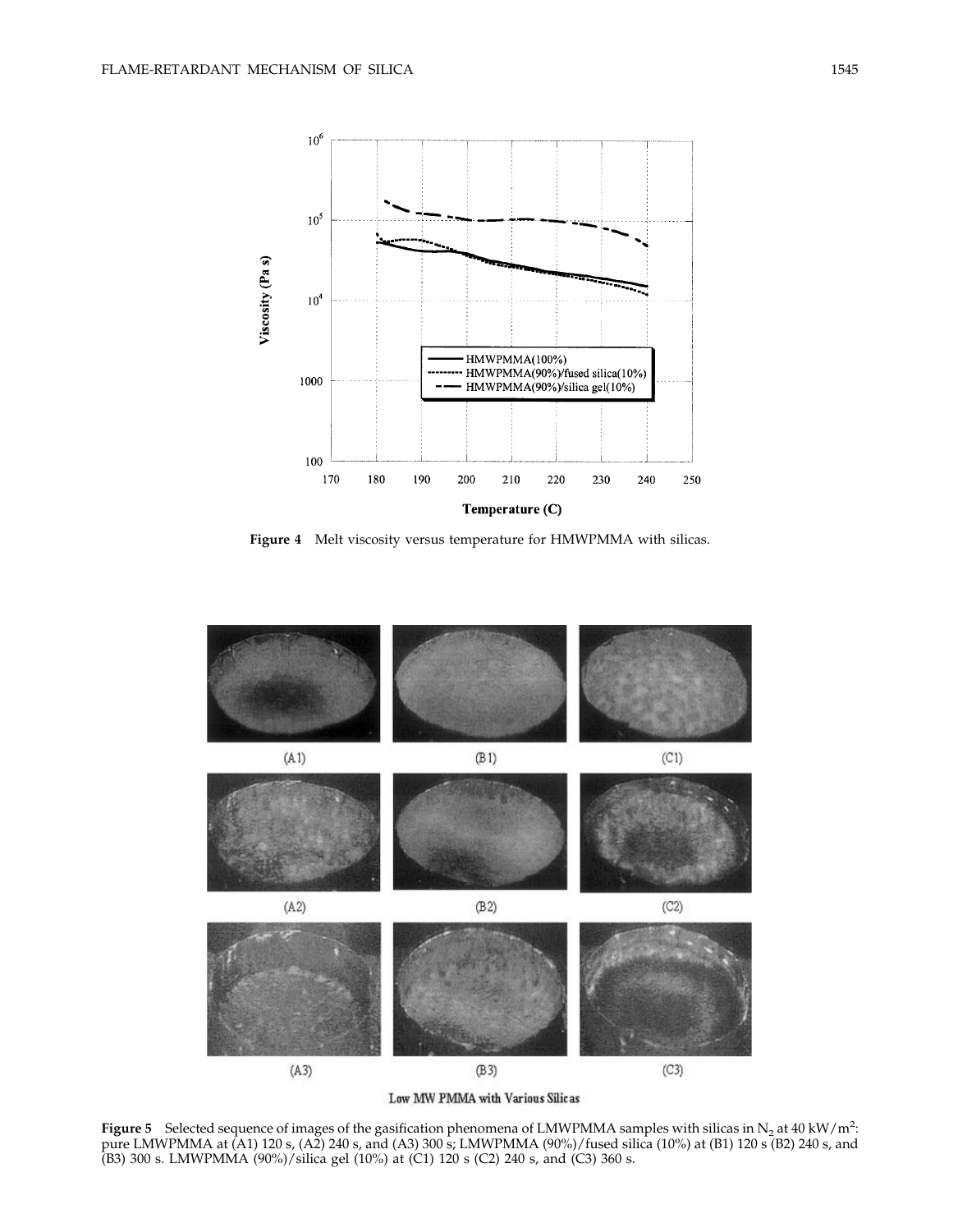**Figure 4** Melt viscosity versus temperature for HMWPMMA with silicas.

Low MW PMMA with Various Silicas

**Figure 5** Selected sequence of images of the gasification phenomena of LMWPMMA samples with silicas in $N_2$ at 40 kW/m$^2$: pure LMWPMMA at (A1) 120 s, (A2) 240 s, and (A3) 300 s; LMWPMMA (90%)/fused silica (10%) at (B1) 120 s (B2) 240 s, and (B3) 300 s. LMWPMMA (90%)/silica gel (10%) at (C1) 120 s (C2) 240 s, and (C3) 360 s.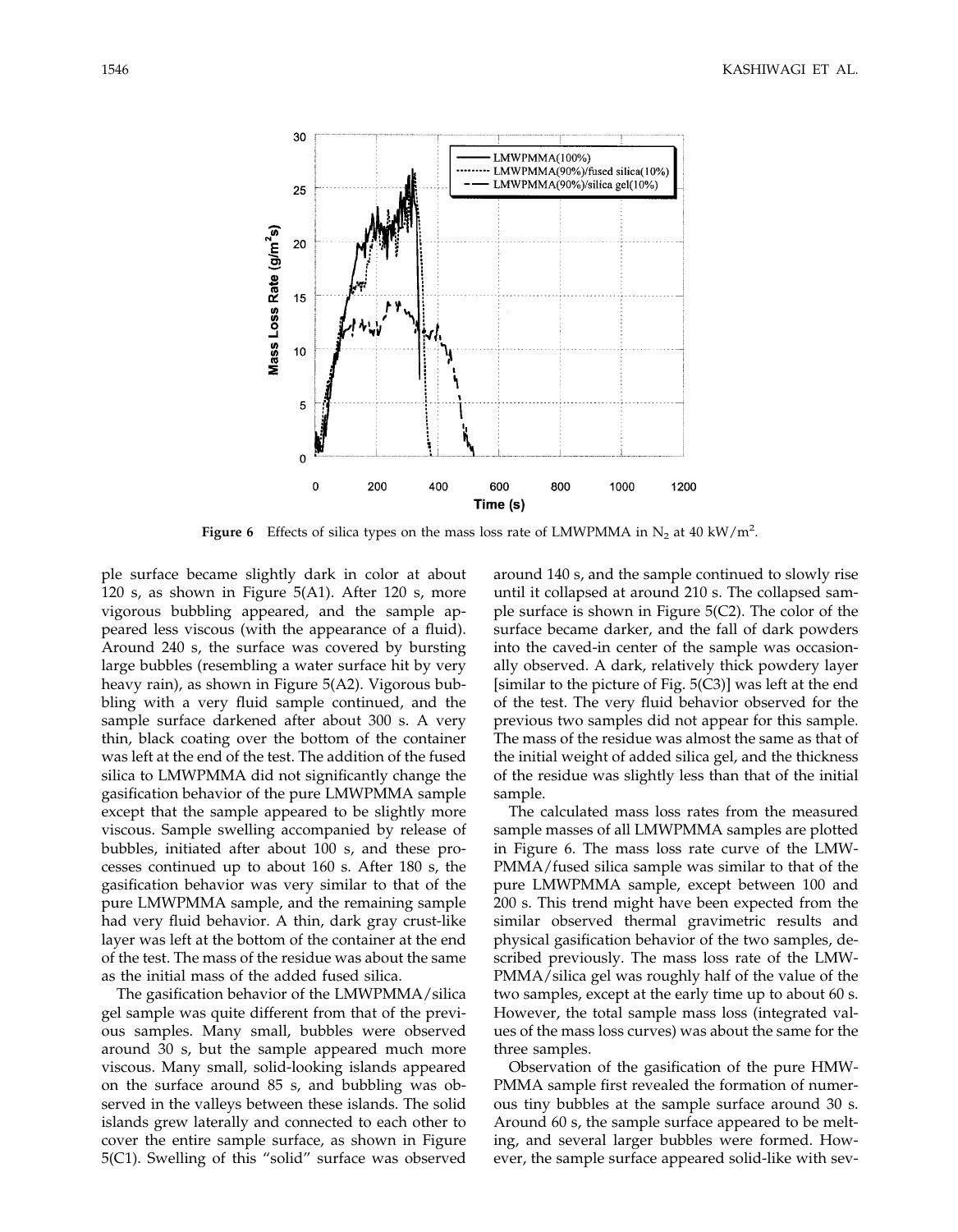Figure 6 Effects of silica types on the mass loss rate of LMWPMMA in $N_2$ at 40 $kW/m^2$.

ple surface became slightly dark in color at about 120 s, as shown in Figure 5(A1). After 120 s, more vigorous bubbling appeared, and the sample appeared less viscous (with the appearance of a fluid). Around 240 s, the surface was covered by bursting large bubbles (resembling a water surface hit by very heavy rain), as shown in Figure 5(A2). Vigorous bubbling with a very fluid sample continued, and the sample surface darkened after about 300 s. A very thin, black coating over the bottom of the container was left at the end of the test. The addition of the fused silica to LMWPMMA did not significantly change the gasification behavior of the pure LMWPMMA sample except that the sample appeared to be slightly more viscous. Sample swelling accompanied by release of bubbles, initiated after about 100 s, and these processes continued up to about 160 s. After 180 s, the gasification behavior was very similar to that of the pure LMWPMMA sample, and the remaining sample had very fluid behavior. A thin, dark gray crust-like layer was left at the bottom of the container at the end of the test. The mass of the residue was about the same as the initial mass of the added fused silica.

The gasification behavior of the LMWPMMA/silica gel sample was quite different from that of the previous samples. Many small, bubbles were observed around 30 s, but the sample appeared much more viscous. Many small, solid-looking islands appeared on the surface around 85 s, and bubbling was observed in the valleys between these islands. The solid islands grew laterally and connected to each other to cover the entire sample surface, as shown in Figure 5(C1). Swelling of this "solid" surface was observed around 140 s, and the sample continued to slowly rise until it collapsed at around 210 s. The collapsed sample surface is shown in Figure 5(C2). The color of the surface became darker, and the fall of dark powders into the caved-in center of the sample was occasionally observed. A dark, relatively thick powdery layer [similar to the picture of Fig. 5(C3)] was left at the end of the test. The very fluid behavior observed for the previous two samples did not appear for this sample. The mass of the residue was almost the same as that of the initial weight of added silica gel, and the thickness of the residue was slightly less than that of the initial sample.

The calculated mass loss rates from the measured sample masses of all LMWPMMA samples are plotted in Figure 6. The mass loss rate curve of the LMWPMMA/fused silica sample was similar to that of the pure LMWPMMA sample, except between 100 and 200 s. This trend might have been expected from the similar observed thermal gravimetric results and physical gasification behavior of the two samples, described previously. The mass loss rate of the LMWPMMA/silica gel was roughly half of the value of the two samples, except at the early time up to about 60 s. However, the total sample mass loss (integrated values of the mass loss curves) was about the same for the three samples.

Observation of the gasification of the pure HMWPMMA sample first revealed the formation of numerous tiny bubbles at the sample surface around 30 s. Around 60 s, the sample surface appeared to be melting, and several larger bubbles were formed. However, the sample surface appeared solid-like with sev-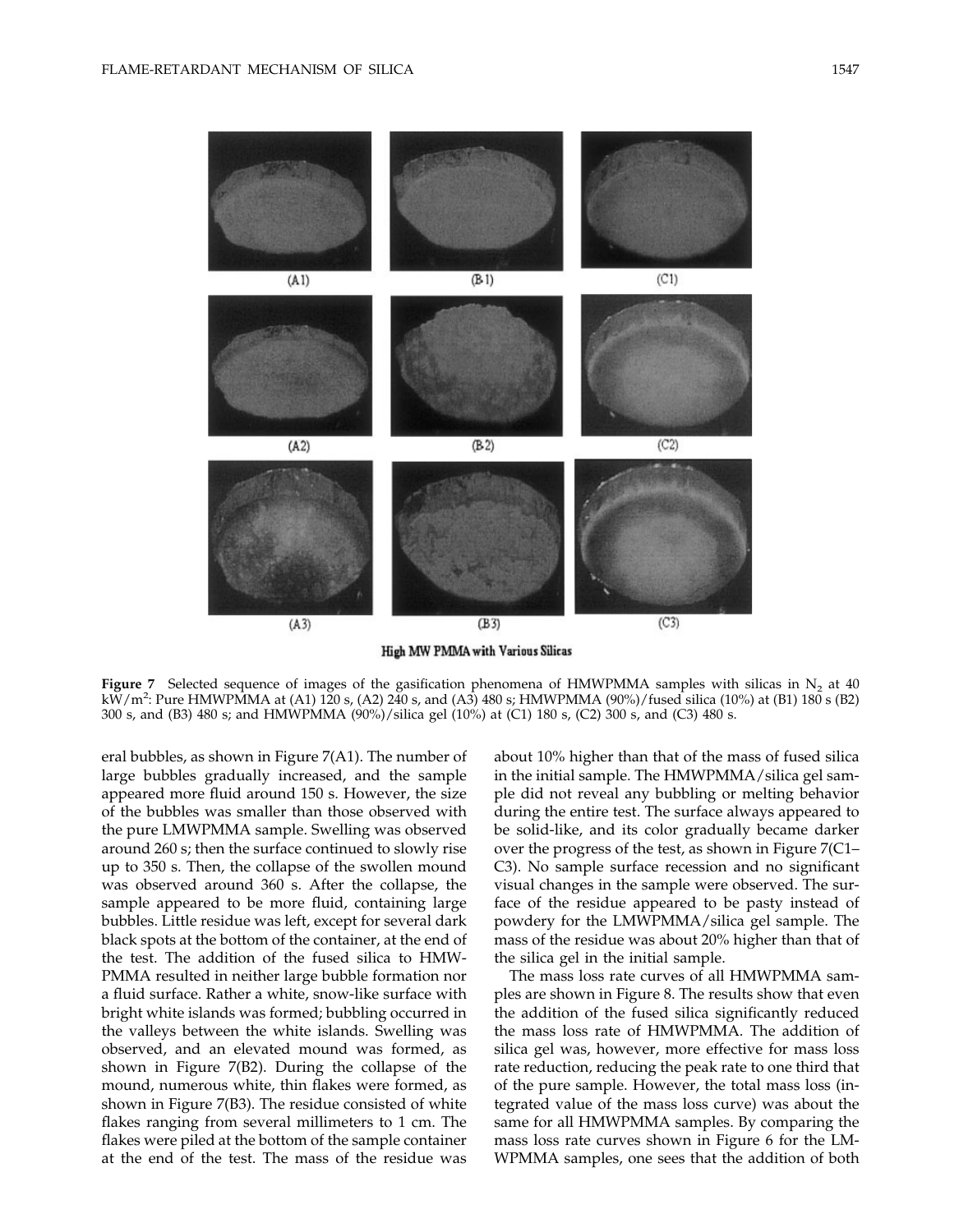High MW PMMA with Various Silicas

**Figure 7** Selected sequence of images of the gasification phenomena of HMWPMMA samples with silicas in $N_2$ at 40 $kW/m^2$: Pure HMWPMMA at (A1) 120 s, (A2) 240 s, and (A3) 480 s; HMWPMMA (90%)/fused silica (10%) at (B1) 180 s (B2) 300 s, and (B3) 480 s; and HMWPMMA (90%)/silica gel (10%) at (C1) 180 s, (C2) 300 s, and (C3) 480 s.

eral bubbles, as shown in Figure 7(A1). The number of large bubbles gradually increased, and the sample appeared more fluid around 150 s. However, the size of the bubbles was smaller than those observed with the pure LMWPMMA sample. Swelling was observed around 260 s; then the surface continued to slowly rise up to 350 s. Then, the collapse of the swollen mound was observed around 360 s. After the collapse, the sample appeared to be more fluid, containing large bubbles. Little residue was left, except for several dark black spots at the bottom of the container, at the end of the test. The addition of the fused silica to HMWPMMA resulted in neither large bubble formation nor a fluid surface. Rather a white, snow-like surface with bright white islands was formed; bubbling occurred in the valleys between the white islands. Swelling was observed, and an elevated mound was formed, as shown in Figure 7(B2). During the collapse of the mound, numerous white, thin flakes were formed, as shown in Figure 7(B3). The residue consisted of white flakes ranging from several millimeters to 1 cm. The flakes were piled at the bottom of the sample container at the end of the test. The mass of the residue was about 10% higher than that of the mass of fused silica in the initial sample. The HMWPMMA/silica gel sample did not reveal any bubbling or melting behavior during the entire test. The surface always appeared to be solid-like, and its color gradually became darker over the progress of the test, as shown in Figure 7(C1–C3). No sample surface recession and no significant visual changes in the sample were observed. The surface of the residue appeared to be pasty instead of powdery for the LMWPMMA/silica gel sample. The mass of the residue was about 20% higher than that of the silica gel in the initial sample.

The mass loss rate curves of all HMWPMMA samples are shown in Figure 8. The results show that even the addition of the fused silica significantly reduced the mass loss rate of HMWPMMA. The addition of silica gel was, however, more effective for mass loss rate reduction, reducing the peak rate to one third that of the pure sample. However, the total mass loss (integrated value of the mass loss curve) was about the same for all HMWPMMA samples. By comparing the mass loss rate curves shown in Figure 6 for the LMWPMMA samples, one sees that the addition of both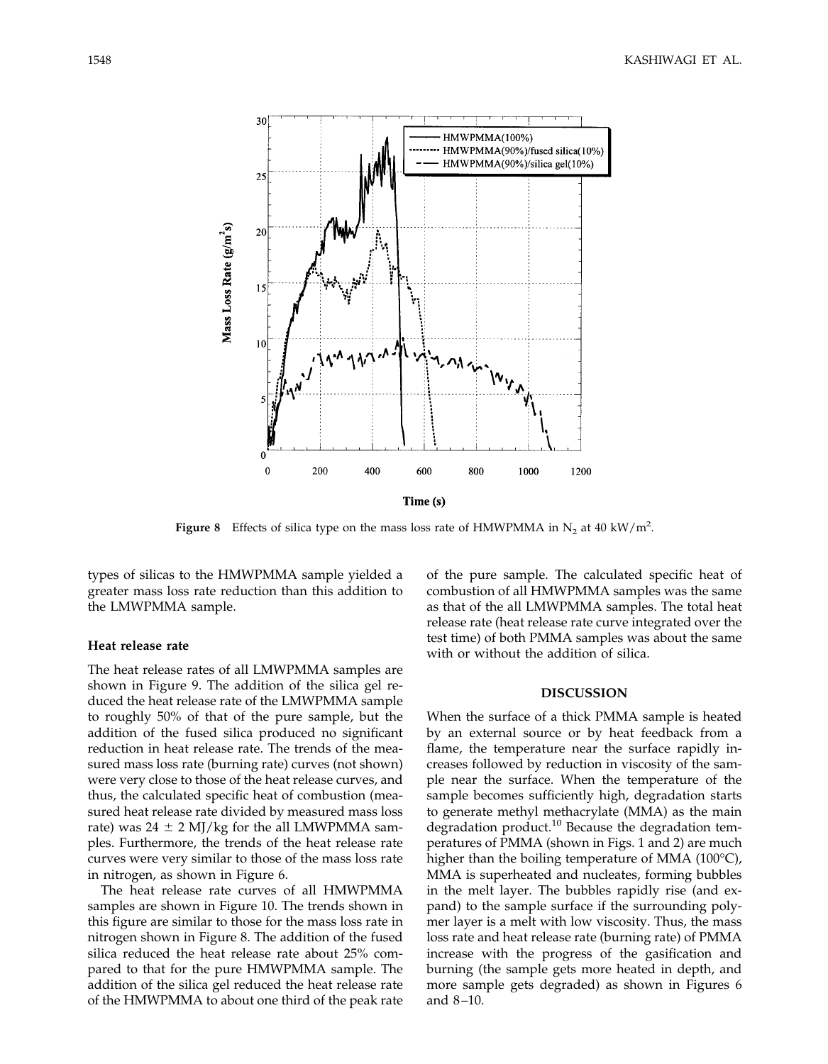Figure 8 Effects of silica type on the mass loss rate of HMWPMMA in $N_2$ at 40 kW/m$^2$.

types of silicas to the HMWPMMA sample yielded a greater mass loss rate reduction than this addition to the LMWPMMA sample.

### Heat release rate

The heat release rates of all LMWPMMA samples are shown in Figure 9. The addition of the silica gel reduced the heat release rate of the LMWPMMA sample to roughly 50% of that of the pure sample, but the addition of the fused silica produced no significant reduction in heat release rate. The trends of the measured mass loss rate (burning rate) curves (not shown) were very close to those of the heat release curves, and thus, the calculated specific heat of combustion (measured heat release rate divided by measured mass loss rate) was 24 ± 2 MJ/kg for the all LMWPMMA samples. Furthermore, the trends of the heat release rate curves were very similar to those of the mass loss rate in nitrogen, as shown in Figure 6.

The heat release rate curves of all HMWPMMA samples are shown in Figure 10. The trends shown in this figure are similar to those for the mass loss rate in nitrogen shown in Figure 8. The addition of the fused silica reduced the heat release rate about 25% compared to that for the pure HMWPMMA sample. The addition of the silica gel reduced the heat release rate of the HMWPMMA to about one third of the peak rate of the pure sample. The calculated specific heat of combustion of all HMWPMMA samples was the same as that of the all LMWPMMA samples. The total heat release rate (heat release rate curve integrated over the test time) of both PMMA samples was about the same with or without the addition of silica.

## DISCUSSION

When the surface of a thick PMMA sample is heated by an external source or by heat feedback from a flame, the temperature near the surface rapidly increases followed by reduction in viscosity of the sample near the surface. When the temperature of the sample becomes sufficiently high, degradation starts to generate methyl methacrylate (MMA) as the main degradation product.[10] Because the degradation temperatures of PMMA (shown in Figs. 1 and 2) are much higher than the boiling temperature of MMA (100°C), MMA is superheated and nucleates, forming bubbles in the melt layer. The bubbles rapidly rise (and expand) to the sample surface if the surrounding polymer layer is a melt with low viscosity. Thus, the mass loss rate and heat release rate (burning rate) of PMMA increase with the progress of the gasification and burning (the sample gets more heated in depth, and more sample gets degraded) as shown in Figures 6 and 8–10.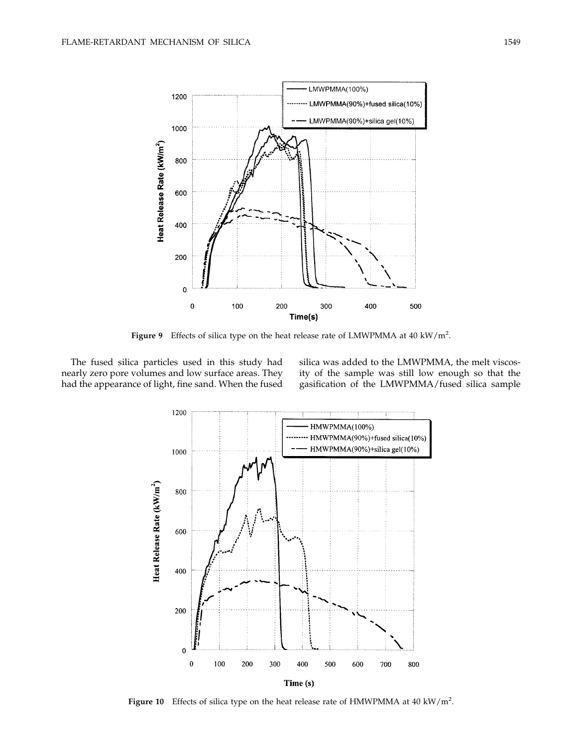Figure 9 Effects of silica type on the heat release rate of LMWPMMA at 40 kW/m$^2$.

The fused silica particles used in this study had nearly zero pore volumes and low surface areas. They had the appearance of light, fine sand. When the fused silica was added to the LMWPMMA, the melt viscosity of the sample was still low enough so that the gasification of the LMWPMMA/fused silica sample

Figure 10 Effects of silica type on the heat release rate of HMWPMMA at 40 kW/m$^2$.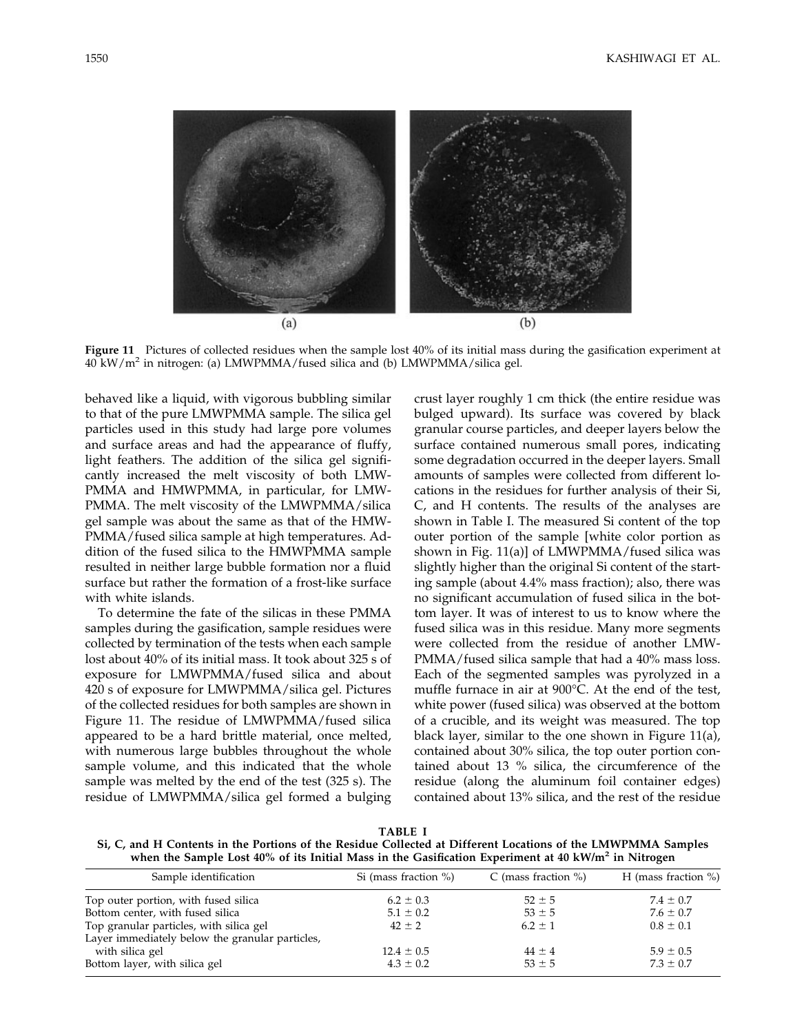**Figure 11** Pictures of collected residues when the sample lost 40% of its initial mass during the gasification experiment at 40 kW/m$^2$ in nitrogen: (a) LMWPMMA/fused silica and (b) LMWPMMA/silica gel.

behaved like a liquid, with vigorous bubbling similar to that of the pure LMWPMMA sample. The silica gel particles used in this study had large pore volumes and surface areas and had the appearance of fluffy, light feathers. The addition of the silica gel significantly increased the melt viscosity of both LMWPMMA and HMWPMMA, in particular, for LMWPMMA. The melt viscosity of the LMWPMMA/silica gel sample was about the same as that of the HMWPMMA/fused silica sample at high temperatures. Addition of the fused silica to the HMWPMMA sample resulted in neither large bubble formation nor a fluid surface but rather the formation of a frost-like surface with white islands.

To determine the fate of the silicas in these PMMA samples during the gasification, sample residues were collected by termination of the tests when each sample lost about 40% of its initial mass. It took about 325 s of exposure for LMWPMMA/fused silica and about 420 s of exposure for LMWPMMA/silica gel. Pictures of the collected residues for both samples are shown in Figure 11. The residue of LMWPMMA/fused silica appeared to be a hard brittle material, once melted, with numerous large bubbles throughout the whole sample volume, and this indicated that the whole sample was melted by the end of the test (325 s). The residue of LMWPMMA/silica gel formed a bulging crust layer roughly 1 cm thick (the entire residue was bulged upward). Its surface was covered by black granular course particles, and deeper layers below the surface contained numerous small pores, indicating some degradation occurred in the deeper layers. Small amounts of samples were collected from different locations in the residues for further analysis of their Si, C, and H contents. The results of the analyses are shown in Table I. The measured Si content of the top outer portion of the sample [white color portion as shown in Fig. 11(a)] of LMWPMMA/fused silica was slightly higher than the original Si content of the starting sample (about 4.4% mass fraction); also, there was no significant accumulation of fused silica in the bottom layer. It was of interest to us to know where the fused silica was in this residue. Many more segments were collected from the residue of another LMWPMMA/fused silica sample that had a 40% mass loss. Each of the segmented samples was pyrolyzed in a muffle furnace in air at 900°C. At the end of the test, white power (fused silica) was observed at the bottom of a crucible, and its weight was measured. The top black layer, similar to the one shown in Figure 11(a), contained about 30% silica, the top outer portion contained about 13 % silica, the circumference of the residue (along the aluminum foil container edges) contained about 13% silica, and the rest of the residue

**TABLE I**
**Si, C, and H Contents in the Portions of the Residue Collected at Different Locations of the LMWPMMA Samples when the Sample Lost 40% of its Initial Mass in the Gasification Experiment at 40 kW/m$^2$ in Nitrogen**

| Sample identification | Si (mass fraction %) | C (mass fraction %) | H (mass fraction %) |
|---|---|---|---|
| Top outer portion, with fused silica | 6.2 ± 0.3 | 52 ± 5 | 7.4 ± 0.7 |
| Bottom center, with fused silica | 5.1 ± 0.2 | 53 ± 5 | 7.6 ± 0.7 |
| Top granular particles, with silica gel | 42 ± 2 | 6.2 ± 1 | 0.8 ± 0.1 |
| Layer immediately below the granular particles, with silica gel | 12.4 ± 0.5 | 44 ± 4 | 5.9 ± 0.5 |
| Bottom layer, with silica gel | 4.3 ± 0.2 | 53 ± 5 | 7.3 ± 0.7 |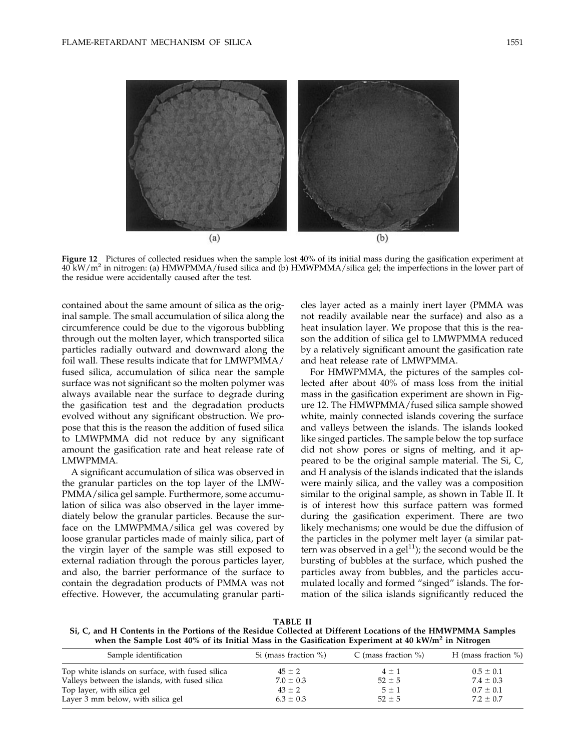(a)

(b)

**Figure 12** Pictures of collected residues when the sample lost 40% of its initial mass during the gasification experiment at 40 kW/$m^2$ in nitrogen: (a) HMWPMMA/fused silica and (b) HMWPMMA/silica gel; the imperfections in the lower part of the residue were accidentally caused after the test.

contained about the same amount of silica as the original sample. The small accumulation of silica along the circumference could be due to the vigorous bubbling through out the molten layer, which transported silica particles radially outward and downward along the foil wall. These results indicate that for LMWPMMA/fused silica, accumulation of silica near the sample surface was not significant so the molten polymer was always available near the surface to degrade during the gasification test and the degradation products evolved without any significant obstruction. We propose that this is the reason the addition of fused silica to LMWPMMA did not reduce by any significant amount the gasification rate and heat release rate of LMWPMMA.

A significant accumulation of silica was observed in the granular particles on the top layer of the LMWPMMA/silica gel sample. Furthermore, some accumulation of silica was also observed in the layer immediately below the granular particles. Because the surface on the LMWPMMA/silica gel was covered by loose granular particles made of mainly silica, part of the virgin layer of the sample was still exposed to external radiation through the porous particles layer, and also, the barrier performance of the surface to contain the degradation products of PMMA was not effective. However, the accumulating granular particles layer acted as a mainly inert layer (PMMA was not readily available near the surface) and also as a heat insulation layer. We propose that this is the reason the addition of silica gel to LMWPMMA reduced by a relatively significant amount the gasification rate and heat release rate of LMWPMMA.

For HMWPMMA, the pictures of the samples collected after about 40% of mass loss from the initial mass in the gasification experiment are shown in Figure 12. The HMWPMMA/fused silica sample showed white, mainly connected islands covering the surface and valleys between the islands. The islands looked like singed particles. The sample below the top surface did not show pores or signs of melting, and it appeared to be the original sample material. The Si, C, and H analysis of the islands indicated that the islands were mainly silica, and the valley was a composition similar to the original sample, as shown in Table II. It is of interest how this surface pattern was formed during the gasification experiment. There are two likely mechanisms; one would be due the diffusion of the particles in the polymer melt layer (a similar pattern was observed in a gel[11]); the second would be the bursting of bubbles at the surface, which pushed the particles away from bubbles, and the particles accumulated locally and formed "singed" islands. The formation of the silica islands significantly reduced the

**TABLE II**
**Si, C, and H Contents in the Portions of the Residue Collected at Different Locations of the HMWPMMA Samples when the Sample Lost 40% of its Initial Mass in the Gasification Experiment at 40 kW/$m^2$ in Nitrogen**

| Sample identification | Si (mass fraction %) | C (mass fraction %) | H (mass fraction %) |
|---|---|---|---|
| Top white islands on surface, with fused silica | $45 \pm 2$ | $4 \pm 1$ | $0.5 \pm 0.1$ |
| Valleys between the islands, with fused silica | $7.0 \pm 0.3$ | $52 \pm 5$ | $7.4 \pm 0.3$ |
| Top layer, with silica gel | $43 \pm 2$ | $5 \pm 1$ | $0.7 \pm 0.1$ |
| Layer 3 mm below, with silica gel | $6.3 \pm 0.3$ | $52 \pm 5$ | $7.2 \pm 0.7$ |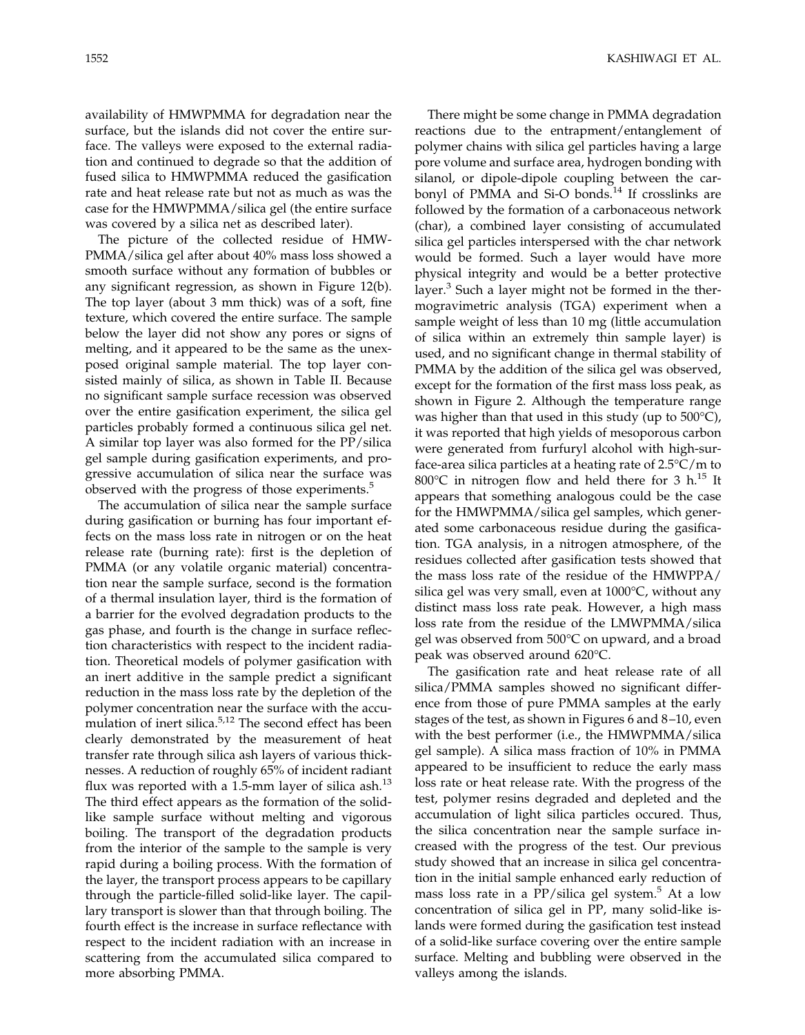availability of HMWPMMA for degradation near the surface, but the islands did not cover the entire surface. The valleys were exposed to the external radiation and continued to degrade so that the addition of fused silica to HMWPMMA reduced the gasification rate and heat release rate but not as much as was the case for the HMWPMMA/silica gel (the entire surface was covered by a silica net as described later).

The picture of the collected residue of HMW-PMMA/silica gel after about 40% mass loss showed a smooth surface without any formation of bubbles or any significant regression, as shown in Figure 12(b). The top layer (about 3 mm thick) was of a soft, fine texture, which covered the entire surface. The sample below the layer did not show any pores or signs of melting, and it appeared to be the same as the unexposed original sample material. The top layer consisted mainly of silica, as shown in Table II. Because no significant sample surface recession was observed over the entire gasification experiment, the silica gel particles probably formed a continuous silica gel net. A similar top layer was also formed for the PP/silica gel sample during gasification experiments, and progressive accumulation of silica near the surface was observed with the progress of those experiments.[5]

The accumulation of silica near the sample surface during gasification or burning has four important effects on the mass loss rate in nitrogen or on the heat release rate (burning rate): first is the depletion of PMMA (or any volatile organic material) concentration near the sample surface, second is the formation of a thermal insulation layer, third is the formation of a barrier for the evolved degradation products to the gas phase, and fourth is the change in surface reflection characteristics with respect to the incident radiation. Theoretical models of polymer gasification with an inert additive in the sample predict a significant reduction in the mass loss rate by the depletion of the polymer concentration near the surface with the accumulation of inert silica.[5,12] The second effect has been clearly demonstrated by the measurement of heat transfer rate through silica ash layers of various thicknesses. A reduction of roughly 65% of incident radiant flux was reported with a 1.5-mm layer of silica ash.[13] The third effect appears as the formation of the solid-like sample surface without melting and vigorous boiling. The transport of the degradation products from the interior of the sample to the sample is very rapid during a boiling process. With the formation of the layer, the transport process appears to be capillary through the particle-filled solid-like layer. The capillary transport is slower than that through boiling. The fourth effect is the increase in surface reflectance with respect to the incident radiation with an increase in scattering from the accumulated silica compared to more absorbing PMMA.

There might be some change in PMMA degradation reactions due to the entrapment/entanglement of polymer chains with silica gel particles having a large pore volume and surface area, hydrogen bonding with silanol, or dipole-dipole coupling between the carbonyl of PMMA and Si-O bonds.[14] If crosslinks are followed by the formation of a carbonaceous network (char), a combined layer consisting of accumulated silica gel particles interspersed with the char network would be formed. Such a layer would have more physical integrity and would be a better protective layer.[3] Such a layer might not be formed in the thermogravimetric analysis (TGA) experiment when a sample weight of less than 10 mg (little accumulation of silica within an extremely thin sample layer) is used, and no significant change in thermal stability of PMMA by the addition of the silica gel was observed, except for the formation of the first mass loss peak, as shown in Figure 2. Although the temperature range was higher than that used in this study (up to 500°C), it was reported that high yields of mesoporous carbon were generated from furfuryl alcohol with high-surface-area silica particles at a heating rate of 2.5°C/m to 800°C in nitrogen flow and held there for 3 h.[15] It appears that something analogous could be the case for the HMWPMMA/silica gel samples, which generated some carbonaceous residue during the gasification. TGA analysis, in a nitrogen atmosphere, of the residues collected after gasification tests showed that the mass loss rate of the residue of the HMWPPA/silica gel was very small, even at 1000°C, without any distinct mass loss rate peak. However, a high mass loss rate from the residue of the LMWPMMA/silica gel was observed from 500°C on upward, and a broad peak was observed around 620°C.

The gasification rate and heat release rate of all silica/PMMA samples showed no significant difference from those of pure PMMA samples at the early stages of the test, as shown in Figures 6 and 8–10, even with the best performer (i.e., the HMWPMMA/silica gel sample). A silica mass fraction of 10% in PMMA appeared to be insufficient to reduce the early mass loss rate or heat release rate. With the progress of the test, polymer resins degraded and depleted and the accumulation of light silica particles occured. Thus, the silica concentration near the sample surface increased with the progress of the test. Our previous study showed that an increase in silica gel concentration in the initial sample enhanced early reduction of mass loss rate in a PP/silica gel system.[5] At a low concentration of silica gel in PP, many solid-like islands were formed during the gasification test instead of a solid-like surface covering over the entire sample surface. Melting and bubbling were observed in the valleys among the islands.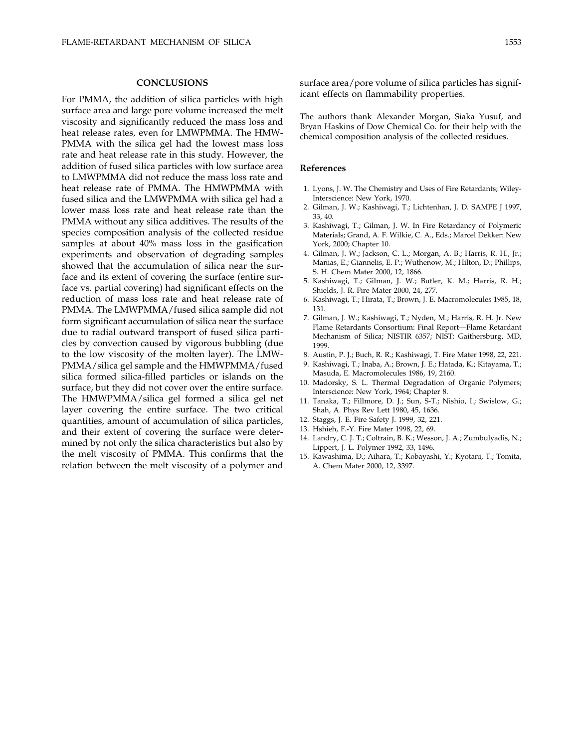## CONCLUSIONS

For PMMA, the addition of silica particles with high surface area and large pore volume increased the melt viscosity and significantly reduced the mass loss and heat release rates, even for LMWPMMA. The HMW-PMMA with the silica gel had the lowest mass loss rate and heat release rate in this study. However, the addition of fused silica particles with low surface area to LMWPMMA did not reduce the mass loss rate and heat release rate of PMMA. The HMWPMMA with fused silica and the LMWPMMA with silica gel had a lower mass loss rate and heat release rate than the PMMA without any silica additives. The results of the species composition analysis of the collected residue samples at about 40% mass loss in the gasification experiments and observation of degrading samples showed that the accumulation of silica near the surface and its extent of covering the surface (entire surface vs. partial covering) had significant effects on the reduction of mass loss rate and heat release rate of PMMA. The LMWPMMA/fused silica sample did not form significant accumulation of silica near the surface due to radial outward transport of fused silica particles by convection caused by vigorous bubbling (due to the low viscosity of the molten layer). The LMW-PMMA/silica gel sample and the HMWPMMA/fused silica formed silica-filled particles or islands on the surface, but they did not cover over the entire surface. The HMWPMMA/silica gel formed a silica gel net layer covering the entire surface. The two critical quantities, amount of accumulation of silica particles, and their extent of covering the surface were determined by not only the silica characteristics but also by the melt viscosity of PMMA. This confirms that the relation between the melt viscosity of a polymer and surface area/pore volume of silica particles has significant effects on flammability properties.

The authors thank Alexander Morgan, Siaka Yusuf, and Bryan Haskins of Dow Chemical Co. for their help with the chemical composition analysis of the collected residues.

## References

1. Lyons, J. W. The Chemistry and Uses of Fire Retardants; Wiley-Interscience: New York, 1970.
2. Gilman, J. W.; Kashiwagi, T.; Lichtenhan, J. D. SAMPE J 1997, 33, 40.
3. Kashiwagi, T.; Gilman, J. W. In Fire Retardancy of Polymeric Materials; Grand, A. F. Wilkie, C. A., Eds.; Marcel Dekker: New York, 2000; Chapter 10.
4. Gilman, J. W.; Jackson, C. L.; Morgan, A. B.; Harris, R. H., Jr.; Manias, E.; Giannelis, E. P.; Wuthenow, M.; Hilton, D.; Phillips, S. H. Chem Mater 2000, 12, 1866.
5. Kashiwagi, T.; Gilman, J. W.; Butler, K. M.; Harris, R. H.; Shields, J. R. Fire Mater 2000, 24, 277.
6. Kashiwagi, T.; Hirata, T.; Brown, J. E. Macromolecules 1985, 18, 131.
7. Gilman, J. W.; Kashiwagi, T.; Nyden, M.; Harris, R. H. Jr. New Flame Retardants Consortium: Final Report—Flame Retardant Mechanism of Silica; NISTIR 6357; NIST: Gaithersburg, MD, 1999.
8. Austin, P. J.; Buch, R. R.; Kashiwagi, T. Fire Mater 1998, 22, 221.
9. Kashiwagi, T.; Inaba, A.; Brown, J. E.; Hatada, K.; Kitayama, T.; Masuda, E. Macromolecules 1986, 19, 2160.
10. Madorsky, S. L. Thermal Degradation of Organic Polymers; Interscience: New York, 1964; Chapter 8.
11. Tanaka, T.; Fillmore, D. J.; Sun, S-T.; Nishio, I.; Swislow, G.; Shah, A. Phys Rev Lett 1980, 45, 1636.
12. Staggs, J. E. Fire Safety J. 1999, 32, 221.
13. Hshieh, F.-Y. Fire Mater 1998, 22, 69.
14. Landry, C. J. T.; Coltrain, B. K.; Wesson, J. A.; Zumbulyadis, N.; Lippert, J. L. Polymer 1992, 33, 1496.
15. Kawashima, D.; Aihara, T.; Kobayashi, Y.; Kyotani, T.; Tomita, A. Chem Mater 2000, 12, 3397.